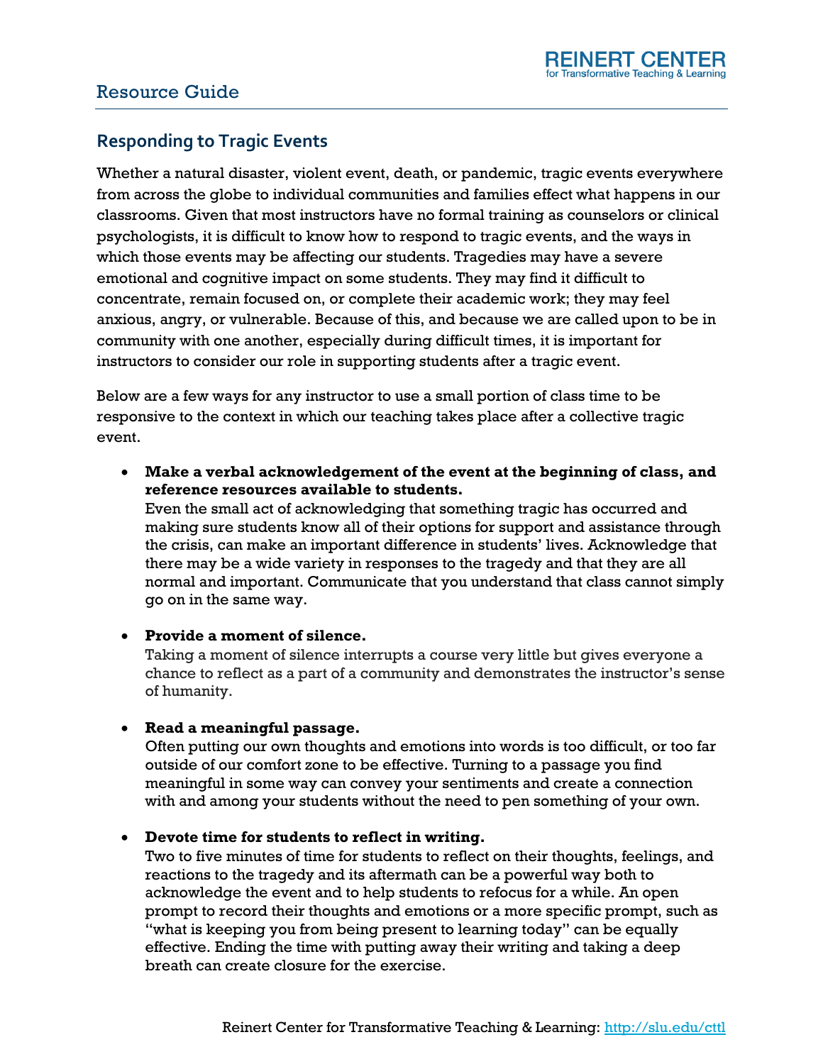Resource Guide

## Responding to Tragic Events

Whether a natural disaster, violent event, death, or pandemic, tragic events everywhere from across the globe to individual communities and families effect what happens in our classrooms. Given that most instructors have no formal training as counselors or clinical psychologists, it is difficult to know how to respond to tragic events, and the ways in which those events may be affecting our students. Tragedies may have a severe emotional and cognitive impact on some students. They may find it difficult to concentrate, remain focused on, or complete their academic work; they may feel anxious, angry, or vulnerable. Because of this, and because we are called upon to be in community with one another, especially during difficult times, it is important for instructors to consider our role in supporting students after a tragic event.

Below are a few ways for any instructor to use a small portion of class time to be responsive to the context in which our teaching takes place after a collective tragic event.

- **Make a verbal acknowledgement of the event at the beginning of class, and reference resources available to students.**
  Even the small act of acknowledging that something tragic has occurred and making sure students know all of their options for support and assistance through the crisis, can make an important difference in students' lives. Acknowledge that there may be a wide variety in responses to the tragedy and that they are all normal and important. Communicate that you understand that class cannot simply go on in the same way.

- **Provide a moment of silence.**
  Taking a moment of silence interrupts a course very little but gives everyone a chance to reflect as a part of a community and demonstrates the instructor's sense of humanity.

- **Read a meaningful passage.**
  Often putting our own thoughts and emotions into words is too difficult, or too far outside of our comfort zone to be effective. Turning to a passage you find meaningful in some way can convey your sentiments and create a connection with and among your students without the need to pen something of your own.

- **Devote time for students to reflect in writing.**
  Two to five minutes of time for students to reflect on their thoughts, feelings, and reactions to the tragedy and its aftermath can be a powerful way both to acknowledge the event and to help students to refocus for a while. An open prompt to record their thoughts and emotions or a more specific prompt, such as "what is keeping you from being present to learning today" can be equally effective. Ending the time with putting away their writing and taking a deep breath can create closure for the exercise.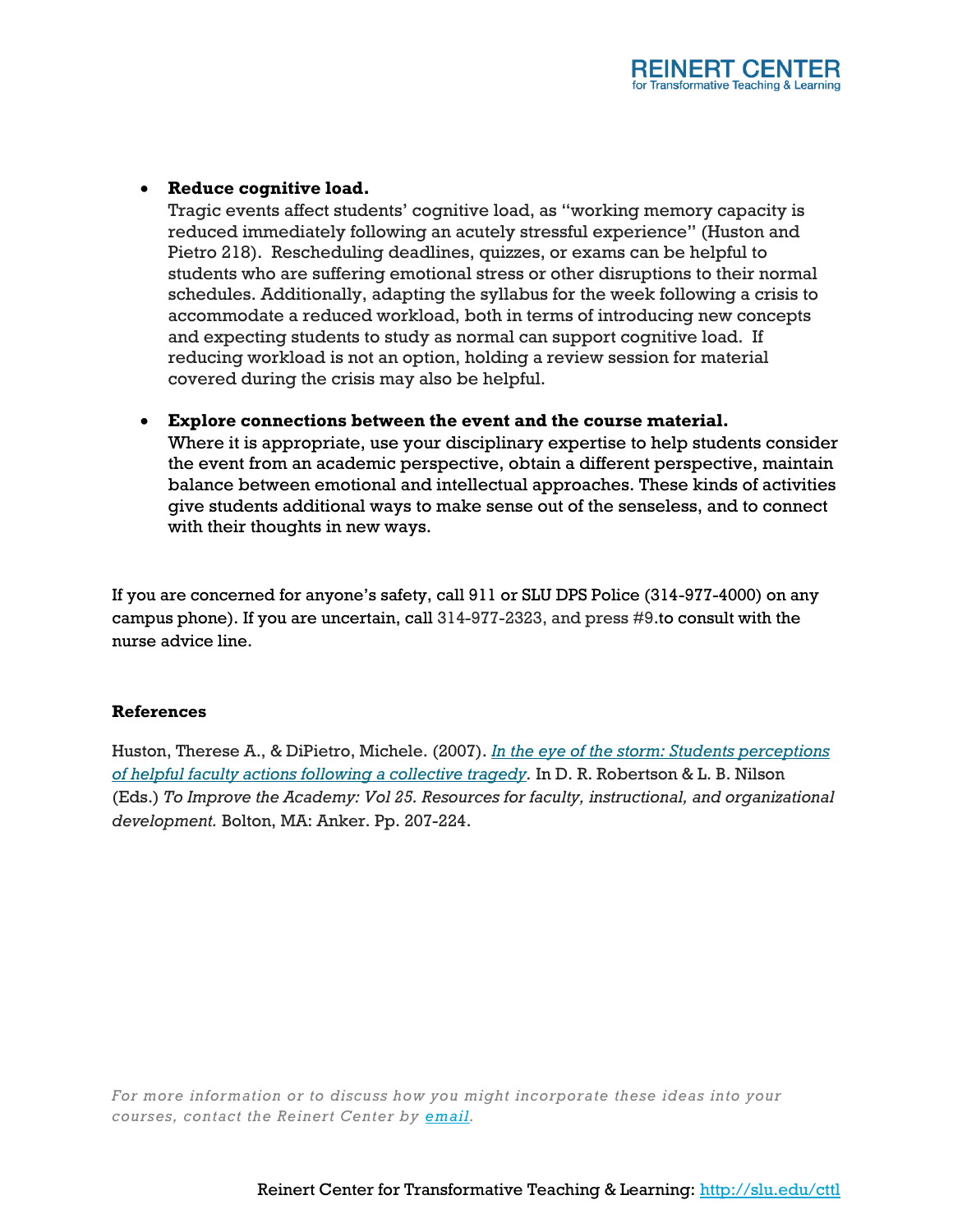- **Reduce cognitive load.**
  Tragic events affect students' cognitive load, as "working memory capacity is reduced immediately following an acutely stressful experience" (Huston and Pietro 218). Rescheduling deadlines, quizzes, or exams can be helpful to students who are suffering emotional stress or other disruptions to their normal schedules. Additionally, adapting the syllabus for the week following a crisis to accommodate a reduced workload, both in terms of introducing new concepts and expecting students to study as normal can support cognitive load. If reducing workload is not an option, holding a review session for material covered during the crisis may also be helpful.

- **Explore connections between the event and the course material.**
  Where it is appropriate, use your disciplinary expertise to help students consider the event from an academic perspective, obtain a different perspective, maintain balance between emotional and intellectual approaches. These kinds of activities give students additional ways to make sense out of the senseless, and to connect with their thoughts in new ways.

If you are concerned for anyone's safety, call 911 or SLU DPS Police (314-977-4000) on any campus phone). If you are uncertain, call 314-977-2323, and press #9.to consult with the nurse advice line.

**References**

Huston, Therese A., & DiPietro, Michele. (2007). *In the eye of the storm: Students perceptions of helpful faculty actions following a collective tragedy.* In D. R. Robertson & L. B. Nilson (Eds.) *To Improve the Academy: Vol 25. Resources for faculty, instructional, and organizational development.* Bolton, MA: Anker. Pp. 207-224.

*For more information or to discuss how you might incorporate these ideas into your courses, contact the Reinert Center by email.*

Reinert Center for Transformative Teaching & Learning: http://slu.edu/cttl